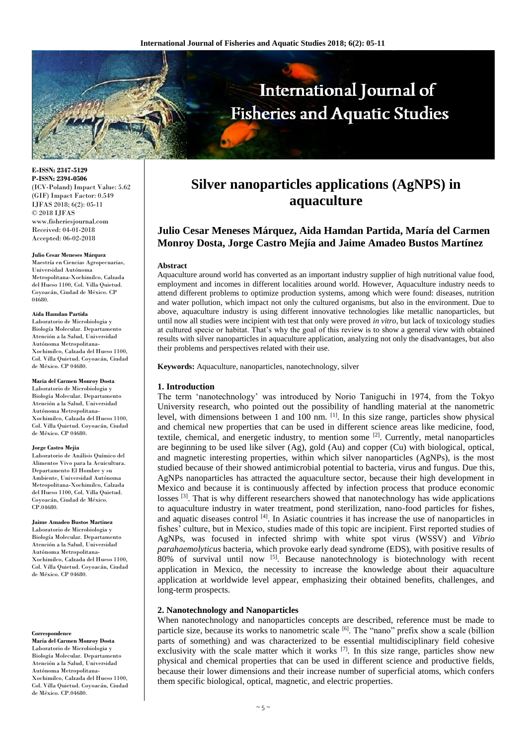**E-ISSN: 2347-5129**
**P-ISSN: 2394-0506**
(ICV-Poland) Impact Value: 5.62
(GIF) Impact Factor: 0.549
IJFAS 2018; 6(2): 05-11
© 2018 IJFAS
www.fisheriesjournal.com
Received: 04-01-2018
Accepted: 06-02-2018

**Julio Cesar Meneses Márquez**
Maestría en Ciencias Agropecuarias, Universidad Autónoma Metropolitana-Xochimilco, Calzada del Hueso 1100, Col. Villa Quietud. Coyoacán, Ciudad de México. CP 04680.

**Aida Hamdan Partida**
Laboratorio de Microbiología y Biología Molecular. Departamento Atención a la Salud, Universidad Autónoma Metropolitana-Xochimilco, Calzada del Hueso 1100, Col. Villa Quietud. Coyoacán, Ciudad de México. CP 04680.

**María del Carmen Monroy Dosta**
Laboratorio de Microbiología y Biología Molecular. Departamento Atención a la Salud, Universidad Autónoma Metropolitana-Xochimilco, Calzada del Hueso 1100, Col. Villa Quietud. Coyoacán, Ciudad de México. CP 04680.

**Jorge Castro Mejía**
Laboratorio de Análisis Químico del Alimentos Vivo para la Acuicultura. Departamento El Hombre y su Ambiente, Universidad Autónoma Metropolitana-Xochimilco, Calzada del Hueso 1100, Col. Villa Quietud. Coyoacán, Ciudad de México. CP.04680.

**Jaime Amadeo Bustos Martínez**
Laboratorio de Microbiología y Biología Molecular. Departamento Atención a la Salud, Universidad Autónoma Metropolitana-Xochimilco, Calzada del Hueso 1100, Col. Villa Quietud. Coyoacán, Ciudad de México. CP 04680.

**Correspondence**
**María del Carmen Monroy Dosta**
Laboratorio de Microbiología y Biología Molecular. Departamento Atención a la Salud, Universidad Autónoma Metropolitana-Xochimilco, Calzada del Hueso 1100, Col. Villa Quietud. Coyoacán, Ciudad de México. CP.04680.

# Silver nanoparticles applications (AgNPS) in aquaculture

**Julio Cesar Meneses Márquez, Aida Hamdan Partida, María del Carmen Monroy Dosta, Jorge Castro Mejía and Jaime Amadeo Bustos Martínez**

### Abstract

Aquaculture around world has converted as an important industry supplier of high nutritional value food, employment and incomes in different localities around world. However, Aquaculture industry needs to attend different problems to optimize production systems, among which were found: diseases, nutrition and water pollution, which impact not only the cultured organisms, but also in the environment. Due to above, aquaculture industry is using different innovative technologies like metallic nanoparticles, but until now all studies were incipient with test that only were proved *in vitro*, but lack of toxicology studies at cultured specie or habitat. That's why the goal of this review is to show a general view with obtained results with silver nanoparticles in aquaculture application, analyzing not only the disadvantages, but also their problems and perspectives related with their use.

**Keywords:** Aquaculture, nanoparticles, nanotechnology, silver

## 1. Introduction

The term 'nanotechnology' was introduced by Norio Taniguchi in 1974, from the Tokyo University research, who pointed out the possibility of handling material at the nanometric level, with dimensions between 1 and 100 nm. [1]. In this size range, particles show physical and chemical new properties that can be used in different science areas like medicine, food, textile, chemical, and energetic industry, to mention some [2]. Currently, metal nanoparticles are beginning to be used like silver (Ag), gold (Au) and copper (Cu) with biological, optical, and magnetic interesting properties, within which silver nanoparticles (AgNPs), is the most studied because of their showed antimicrobial potential to bacteria, virus and fungus. Due this, AgNPs nanoparticles has attracted the aquaculture sector, because their high development in Mexico and because it is continuously affected by infection process that produce economic losses [3]. That is why different researchers showed that nanotechnology has wide applications to aquaculture industry in water treatment, pond sterilization, nano-food particles for fishes, and aquatic diseases control [4]. In Asiatic countries it has increase the use of nanoparticles in fishes' culture, but in Mexico, studies made of this topic are incipient. First reported studies of AgNPs, was focused in infected shrimp with white spot virus (WSSV) and *Vibrio parahaemolyticus* bacteria, which provoke early dead syndrome (EDS), with positive results of 80% of survival until now [5]. Because nanotechnology is biotechnology with recent application in Mexico, the necessity to increase the knowledge about their aquaculture application at worldwide level appear, emphasizing their obtained benefits, challenges, and long-term prospects.

## 2. Nanotechnology and Nanoparticles

When nanotechnology and nanoparticles concepts are described, reference must be made to particle size, because its works to nanometric scale [6]. The "nano" prefix show a scale (billion parts of something) and was characterized to be essential multidisciplinary field cohesive exclusivity with the scale matter which it works [7]. In this size range, particles show new physical and chemical properties that can be used in different science and productive fields, because their lower dimensions and their increase number of superficial atoms, which confers them specific biological, optical, magnetic, and electric properties.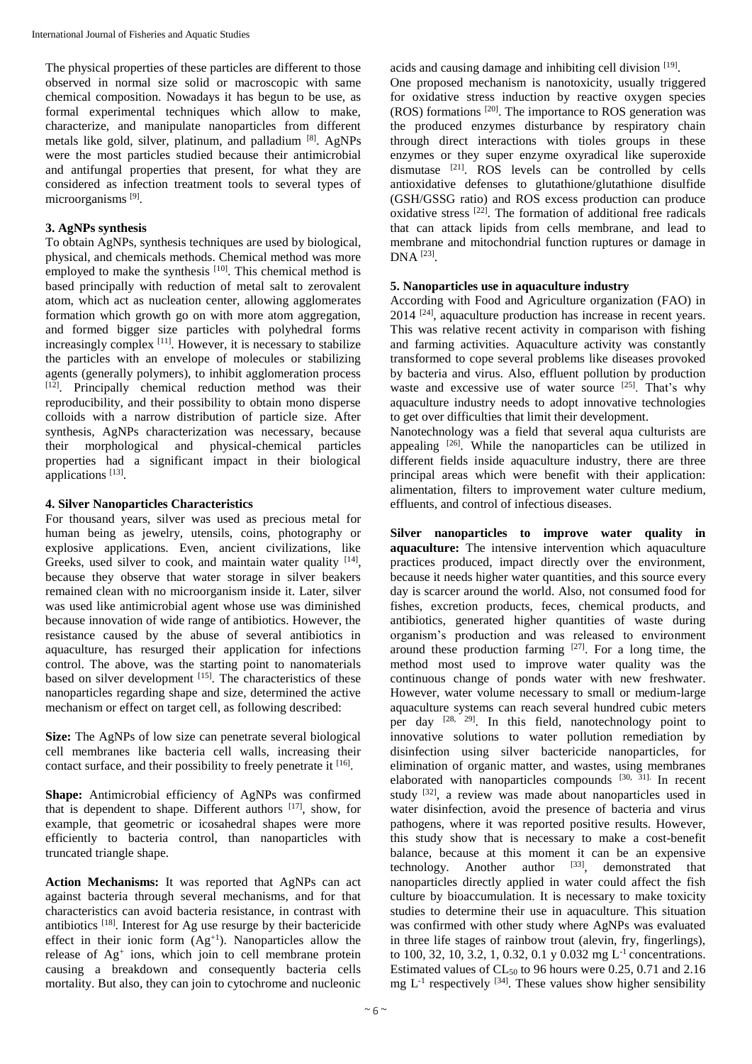The physical properties of these particles are different to those observed in normal size solid or macroscopic with same chemical composition. Nowadays it has begun to be use, as formal experimental techniques which allow to make, characterize, and manipulate nanoparticles from different metals like gold, silver, platinum, and palladium [8]. AgNPs were the most particles studied because their antimicrobial and antifungal properties that present, for what they are considered as infection treatment tools to several types of microorganisms [9].

## 3. AgNPs synthesis

To obtain AgNPs, synthesis techniques are used by biological, physical, and chemicals methods. Chemical method was more employed to make the synthesis [10]. This chemical method is based principally with reduction of metal salt to zerovalent atom, which act as nucleation center, allowing agglomerates formation which growth go on with more atom aggregation, and formed bigger size particles with polyhedral forms increasingly complex [11]. However, it is necessary to stabilize the particles with an envelope of molecules or stabilizing agents (generally polymers), to inhibit agglomeration process [12]. Principally chemical reduction method was their reproducibility, and their possibility to obtain mono disperse colloids with a narrow distribution of particle size. After synthesis, AgNPs characterization was necessary, because their morphological and physical-chemical particles properties had a significant impact in their biological applications [13].

## 4. Silver Nanoparticles Characteristics

For thousand years, silver was used as precious metal for human being as jewelry, utensils, coins, photography or explosive applications. Even, ancient civilizations, like Greeks, used silver to cook, and maintain water quality [14], because they observe that water storage in silver beakers remained clean with no microorganism inside it. Later, silver was used like antimicrobial agent whose use was diminished because innovation of wide range of antibiotics. However, the resistance caused by the abuse of several antibiotics in aquaculture, has resurged their application for infections control. The above, was the starting point to nanomaterials based on silver development [15]. The characteristics of these nanoparticles regarding shape and size, determined the active mechanism or effect on target cell, as following described:

**Size:** The AgNPs of low size can penetrate several biological cell membranes like bacteria cell walls, increasing their contact surface, and their possibility to freely penetrate it [16].

**Shape:** Antimicrobial efficiency of AgNPs was confirmed that is dependent to shape. Different authors [17], show, for example, that geometric or icosahedral shapes were more efficiently to bacteria control, than nanoparticles with truncated triangle shape.

**Action Mechanisms:** It was reported that AgNPs can act against bacteria through several mechanisms, and for that characteristics can avoid bacteria resistance, in contrast with antibiotics [18]. Interest for Ag use resurge by their bactericide effect in their ionic form ($Ag^{+1}$). Nanoparticles allow the release of $Ag^{+}$ ions, which join to cell membrane protein causing a breakdown and consequently bacteria cells mortality. But also, they can join to cytochrome and nucleonic acids and causing damage and inhibiting cell division [19].

One proposed mechanism is nanotoxicity, usually triggered for oxidative stress induction by reactive oxygen species (ROS) formations [20]. The importance to ROS generation was the produced enzymes disturbance by respiratory chain through direct interactions with tioles groups in these enzymes or they super enzyme oxyradical like superoxide dismutase [21]. ROS levels can be controlled by cells antioxidative defenses to glutathione/glutathione disulfide (GSH/GSSG ratio) and ROS excess production can produce oxidative stress [22]. The formation of additional free radicals that can attack lipids from cells membrane, and lead to membrane and mitochondrial function ruptures or damage in DNA [23].

## 5. Nanoparticles use in aquaculture industry

According with Food and Agriculture organization (FAO) in 2014 [24], aquaculture production has increase in recent years. This was relative recent activity in comparison with fishing and farming activities. Aquaculture activity was constantly transformed to cope several problems like diseases provoked by bacteria and virus. Also, effluent pollution by production waste and excessive use of water source [25]. That's why aquaculture industry needs to adopt innovative technologies to get over difficulties that limit their development.

Nanotechnology was a field that several aqua culturists are appealing [26]. While the nanoparticles can be utilized in different fields inside aquaculture industry, there are three principal areas which were benefit with their application: alimentation, filters to improvement water culture medium, effluents, and control of infectious diseases.

**Silver nanoparticles to improve water quality in aquaculture:** The intensive intervention which aquaculture practices produced, impact directly over the environment, because it needs higher water quantities, and this source every day is scarcer around the world. Also, not consumed food for fishes, excretion products, feces, chemical products, and antibiotics, generated higher quantities of waste during organism's production and was released to environment around these production farming [27]. For a long time, the method most used to improve water quality was the continuous change of ponds water with new freshwater. However, water volume necessary to small or medium-large aquaculture systems can reach several hundred cubic meters per day [28, 29]. In this field, nanotechnology point to innovative solutions to water pollution remediation by disinfection using silver bactericide nanoparticles, for elimination of organic matter, and wastes, using membranes elaborated with nanoparticles compounds [30, 31]. In recent study [32], a review was made about nanoparticles used in water disinfection, avoid the presence of bacteria and virus pathogens, where it was reported positive results. However, this study show that is necessary to make a cost-benefit balance, because at this moment it can be an expensive technology. Another author [33], demonstrated that nanoparticles directly applied in water could affect the fish culture by bioaccumulation. It is necessary to make toxicity studies to determine their use in aquaculture. This situation was confirmed with other study where AgNPs was evaluated in three life stages of rainbow trout (alevin, fry, fingerlings), to 100, 32, 10, 3.2, 1, 0.32, 0.1 y 0.032 mg $L^{-1}$ concentrations. Estimated values of $CL_{50}$ to 96 hours were 0.25, 0.71 and 2.16 mg $L^{-1}$ respectively [34]. These values show higher sensibility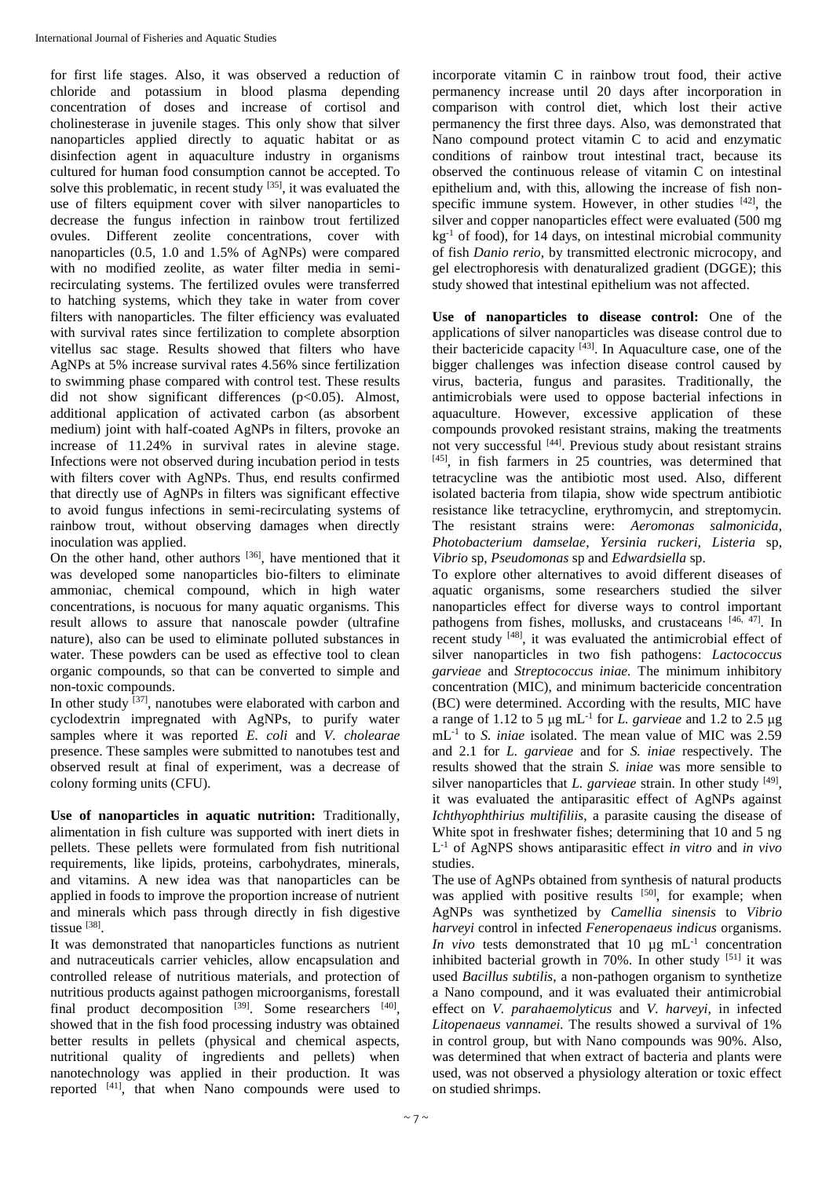for first life stages. Also, it was observed a reduction of chloride and potassium in blood plasma depending concentration of doses and increase of cortisol and cholinesterase in juvenile stages. This only show that silver nanoparticles applied directly to aquatic habitat or as disinfection agent in aquaculture industry in organisms cultured for human food consumption cannot be accepted. To solve this problematic, in recent study [35], it was evaluated the use of filters equipment cover with silver nanoparticles to decrease the fungus infection in rainbow trout fertilized ovules. Different zeolite concentrations, cover with nanoparticles (0.5, 1.0 and 1.5% of AgNPs) were compared with no modified zeolite, as water filter media in semi-recirculating systems. The fertilized ovules were transferred to hatching systems, which they take in water from cover filters with nanoparticles. The filter efficiency was evaluated with survival rates since fertilization to complete absorption vitellus sac stage. Results showed that filters who have AgNPs at 5% increase survival rates 4.56% since fertilization to swimming phase compared with control test. These results did not show significant differences ($p<0.05$). Almost, additional application of activated carbon (as absorbent medium) joint with half-coated AgNPs in filters, provoke an increase of 11.24% in survival rates in alevine stage. Infections were not observed during incubation period in tests with filters cover with AgNPs. Thus, end results confirmed that directly use of AgNPs in filters was significant effective to avoid fungus infections in semi-recirculating systems of rainbow trout, without observing damages when directly inoculation was applied.

On the other hand, other authors [36], have mentioned that it was developed some nanoparticles bio-filters to eliminate ammoniac, chemical compound, which in high water concentrations, is nocuous for many aquatic organisms. This result allows to assure that nanoscale powder (ultrafine nature), also can be used to eliminate polluted substances in water. These powders can be used as effective tool to clean organic compounds, so that can be converted to simple and non-toxic compounds.

In other study [37], nanotubes were elaborated with carbon and cyclodextrin impregnated with AgNPs, to purify water samples where it was reported *E. coli* and *V. cholearae* presence. These samples were submitted to nanotubes test and observed result at final of experiment, was a decrease of colony forming units (CFU).

**Use of nanoparticles in aquatic nutrition:** Traditionally, alimentation in fish culture was supported with inert diets in pellets. These pellets were formulated from fish nutritional requirements, like lipids, proteins, carbohydrates, minerals, and vitamins. A new idea was that nanoparticles can be applied in foods to improve the proportion increase of nutrient and minerals which pass through directly in fish digestive tissue [38].

It was demonstrated that nanoparticles functions as nutrient and nutraceuticals carrier vehicles, allow encapsulation and controlled release of nutritious materials, and protection of nutritious products against pathogen microorganisms, forestall final product decomposition [39]. Some researchers [40], showed that in the fish food processing industry was obtained better results in pellets (physical and chemical aspects, nutritional quality of ingredients and pellets) when nanotechnology was applied in their production. It was reported [41], that when Nano compounds were used to incorporate vitamin C in rainbow trout food, their active permanency increase until 20 days after incorporation in comparison with control diet, which lost their active permanency the first three days. Also, was demonstrated that Nano compound protect vitamin C to acid and enzymatic conditions of rainbow trout intestinal tract, because its observed the continuous release of vitamin C on intestinal epithelium and, with this, allowing the increase of fish non-specific immune system. However, in other studies [42], the silver and copper nanoparticles effect were evaluated (500 mg $kg^{-1}$ of food), for 14 days, on intestinal microbial community of fish *Danio rerio*, by transmitted electronic microcopy, and gel electrophoresis with denaturalized gradient (DGGE); this study showed that intestinal epithelium was not affected.

**Use of nanoparticles to disease control:** One of the applications of silver nanoparticles was disease control due to their bactericide capacity [43]. In Aquaculture case, one of the bigger challenges was infection disease control caused by virus, bacteria, fungus and parasites. Traditionally, the antimicrobials were used to oppose bacterial infections in aquaculture. However, excessive application of these compounds provoked resistant strains, making the treatments not very successful [44]. Previous study about resistant strains [45], in fish farmers in 25 countries, was determined that tetracycline was the antibiotic most used. Also, different isolated bacteria from tilapia, show wide spectrum antibiotic resistance like tetracycline, erythromycin, and streptomycin. The resistant strains were: *Aeromonas salmonicida*, *Photobacterium damselae*, *Yersinia ruckeri*, *Listeria* sp, *Vibrio* sp, *Pseudomonas* sp and *Edwardsiella* sp.

To explore other alternatives to avoid different diseases of aquatic organisms, some researchers studied the silver nanoparticles effect for diverse ways to control important pathogens from fishes, mollusks, and crustaceans [46, 47]. In recent study [48], it was evaluated the antimicrobial effect of silver nanoparticles in two fish pathogens: *Lactococcus garvieae* and *Streptococcus iniae.* The minimum inhibitory concentration (MIC), and minimum bactericide concentration (BC) were determined. According with the results, MIC have a range of 1.12 to 5 µg $mL^{-1}$ for *L. garvieae* and 1.2 to 2.5 µg $mL^{-1}$ to *S. iniae* isolated. The mean value of MIC was 2.59 and 2.1 for *L. garvieae* and for *S. iniae* respectively. The results showed that the strain *S. iniae* was more sensible to silver nanoparticles that *L. garvieae* strain. In other study [49], it was evaluated the antiparasitic effect of AgNPs against *Ichthyophthirius multifiliis*, a parasite causing the disease of White spot in freshwater fishes; determining that 10 and 5 ng $L^{-1}$ of AgNPS shows antiparasitic effect *in vitro* and *in vivo* studies.

The use of AgNPs obtained from synthesis of natural products was applied with positive results [50], for example; when AgNPs was synthetized by *Camellia sinensis* to *Vibrio harveyi* control in infected *Feneropenaeus indicus* organisms. *In vivo* tests demonstrated that 10 µg $mL^{-1}$ concentration inhibited bacterial growth in 70%. In other study [51] it was used *Bacillus subtilis*, a non-pathogen organism to synthetize a Nano compound, and it was evaluated their antimicrobial effect on *V. parahaemolyticus* and *V. harveyi*, in infected *Litopenaeus vannamei*. The results showed a survival of 1% in control group, but with Nano compounds was 90%. Also, was determined that when extract of bacteria and plants were used, was not observed a physiology alteration or toxic effect on studied shrimps.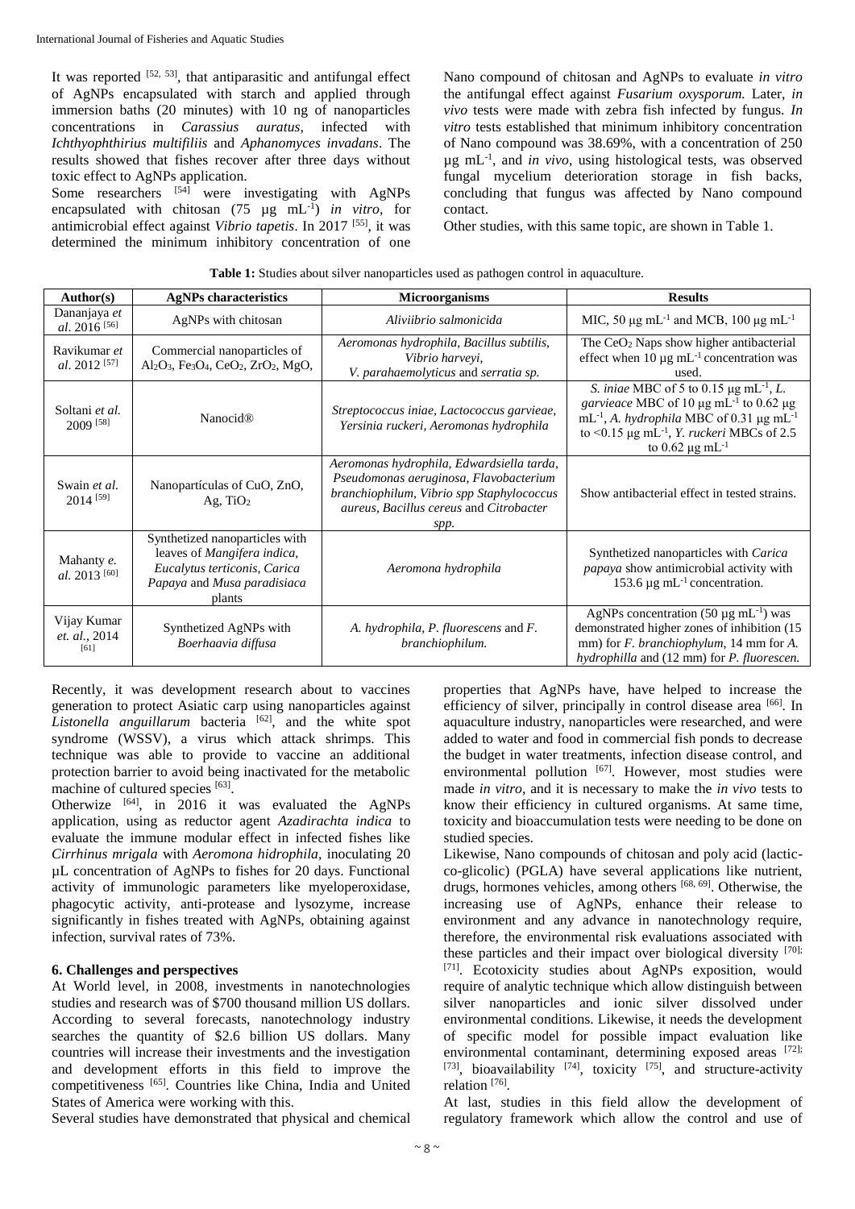It was reported [52, 53], that antiparasitic and antifungal effect of AgNPs encapsulated with starch and applied through immersion baths (20 minutes) with 10 ng of nanoparticles concentrations in *Carassius auratus,* infected with *Ichthyophthirius multifiliis* and *Aphanomyces invadans*. The results showed that fishes recover after three days without toxic effect to AgNPs application.

Some researchers [54] were investigating with AgNPs encapsulated with chitosan (75 µg mL$^{-1}$) *in vitro*, for antimicrobial effect against *Vibrio tapetis*. In 2017 [55], it was determined the minimum inhibitory concentration of one Nano compound of chitosan and AgNPs to evaluate *in vitro* the antifungal effect against *Fusarium oxysporum.* Later, *in vivo* tests were made with zebra fish infected by fungus. *In vitro* tests established that minimum inhibitory concentration of Nano compound was 38.69%, with a concentration of 250 µg mL$^{-1}$, and *in vivo*, using histological tests, was observed fungal mycelium deterioration storage in fish backs, concluding that fungus was affected by Nano compound contact.

Other studies, with this same topic, are shown in Table 1.

**Table 1:** Studies about silver nanoparticles used as pathogen control in aquaculture.

| Author(s) | AgNPs characteristics | Microorganisms | Results |
|---|---|---|---|
| Dananjaya *et al.* 2016 [56] | AgNPs with chitosan | *Aliviibrio salmonicida* | MIC, 50 µg mL$^{-1}$ and MCB, 100 µg mL$^{-1}$ |
| Ravikumar *et al.* 2012 [57] | Commercial nanoparticles of $Al_2O_3$, $Fe_3O_4$, $CeO_2$, $ZrO_2$, MgO, | *Aeromonas hydrophila, Bacillus subtilis, Vibrio harveyi, V. parahaemolyticus* and *serratia sp.* | The $CeO_2$ Naps show higher antibacterial effect when 10 µg mL$^{-1}$ concentration was used. |
| Soltani *et al.* 2009 [58] | Nanocid® | *Streptococcus iniae, Lactococcus garvieae, Yersinia ruckeri, Aeromonas hydrophila* | *S. iniae* MBC of 5 to 0.15 µg mL$^{-1}$, *L. garvieace* MBC of 10 µg mL$^{-1}$ to 0.62 µg mL$^{-1}$, *A. hydrophila* MBC of 0.31 µg mL$^{-1}$ to <0.15 µg mL$^{-1}$, *Y. ruckeri* MBCs of 2.5 to 0.62 µg mL$^{-1}$ |
| Swain *et al.* 2014 [59] | Nanopartículas of CuO, ZnO, Ag, $TiO_2$ | *Aeromonas hydrophila, Edwardsiella tarda, Pseudomonas aeruginosa, Flavobacterium branchiophilum, Vibrio spp Staphylococcus aureus, Bacillus cereus* and *Citrobacter spp.* | Show antibacterial effect in tested strains. |
| Mahanty *e. al.* 2013 [60] | Synthetized nanoparticles with leaves of *Mangifera indica, Eucalytus terticonis, Carica Papaya* and *Musa paradisiaca* plants | *Aeromona hydrophila* | Synthetized nanoparticles with *Carica papaya* show antimicrobial activity with 153.6 µg mL$^{-1}$ concentration. |
| Vijay Kumar *et. al.*, 2014 [61] | Synthetized AgNPs with *Boerhaavia diffusa* | *A. hydrophila, P. fluorescens* and *F. branchiophilum.* | AgNPs concentration (50 µg mL$^{-1}$) was demonstrated higher zones of inhibition (15 mm) for *F. branchiophylum*, 14 mm for *A. hydrophilla* and (12 mm) for *P. fluorescen.* |

Recently, it was development research about to vaccines generation to protect Asiatic carp using nanoparticles against *Listonella anguillarum* bacteria [62], and the white spot syndrome (WSSV), a virus which attack shrimps. This technique was able to provide to vaccine an additional protection barrier to avoid being inactivated for the metabolic machine of cultured species [63].

Otherwize [64], in 2016 it was evaluated the AgNPs application, using as reductor agent *Azadirachta indica* to evaluate the immune modular effect in infected fishes like *Cirrhinus mrigala* with *Aeromona hidrophila*, inoculating 20 µL concentration of AgNPs to fishes for 20 days. Functional activity of immunologic parameters like myeloperoxidase, phagocytic activity, anti-protease and lysozyme, increase significantly in fishes treated with AgNPs, obtaining against infection, survival rates of 73%.

## 6. Challenges and perspectives

At World level, in 2008, investments in nanotechnologies studies and research was of $700 thousand million US dollars. According to several forecasts, nanotechnology industry searches the quantity of $2.6 billion US dollars. Many countries will increase their investments and the investigation and development efforts in this field to improve the competitiveness [65]. Countries like China, India and United States of America were working with this.

Several studies have demonstrated that physical and chemical properties that AgNPs have, have helped to increase the efficiency of silver, principally in control disease area [66]. In aquaculture industry, nanoparticles were researched, and were added to water and food in commercial fish ponds to decrease the budget in water treatments, infection disease control, and environmental pollution [67]. However, most studies were made *in vitro*, and it is necessary to make the *in vivo* tests to know their efficiency in cultured organisms. At same time, toxicity and bioaccumulation tests were needing to be done on studied species.

Likewise, Nano compounds of chitosan and poly acid (lactic-co-glicolic) (PGLA) have several applications like nutrient, drugs, hormones vehicles, among others [68, 69]. Otherwise, the increasing use of AgNPs, enhance their release to environment and any advance in nanotechnology require, therefore, the environmental risk evaluations associated with these particles and their impact over biological diversity [70; 71]. Ecotoxicity studies about AgNPs exposition, would require of analytic technique which allow distinguish between silver nanoparticles and ionic silver dissolved under environmental conditions. Likewise, it needs the development of specific model for possible impact evaluation like environmental contaminant, determining exposed areas [72; 73], bioavailability [74], toxicity [75], and structure-activity relation [76].

At last, studies in this field allow the development of regulatory framework which allow the control and use of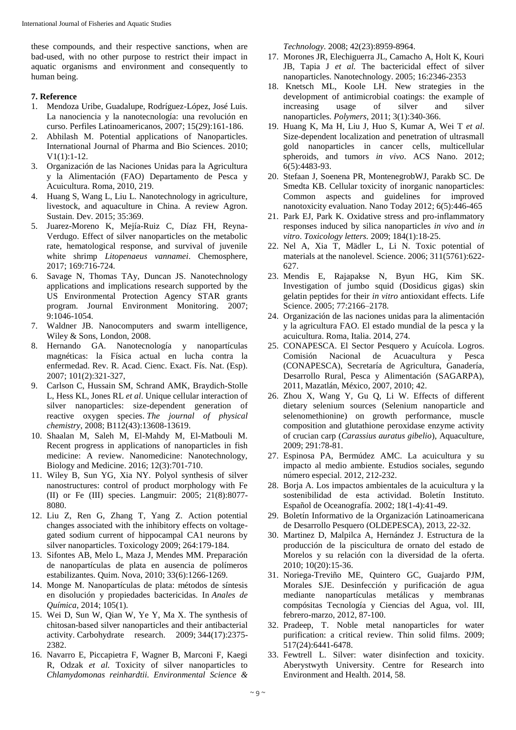these compounds, and their respective sanctions, when are bad-used, with no other purpose to restrict their impact in aquatic organisms and environment and consequently to human being.

## 7. Reference

1. Mendoza Uribe, Guadalupe, Rodríguez-López, José Luis. La nanociencia y la nanotecnología: una revolución en curso. Perfiles Latinoamericanos, 2007; 15(29):161-186.
2. Abhilash M. Potential applications of Nanoparticles. International Journal of Pharma and Bio Sciences. 2010; V1(1):1-12.
3. Organización de las Naciones Unidas para la Agricultura y la Alimentación (FAO) Departamento de Pesca y Acuicultura. Roma, 2010, 219.
4. Huang S, Wang L, Liu L. Nanotechnology in agriculture, livestock, and aquaculture in China. A review Agron. Sustain. Dev. 2015; 35:369.
5. Juarez-Moreno K, Mejía-Ruiz C, Díaz FH, Reyna-Verdugo. Effect of silver nanoparticles on the metabolic rate, hematological response, and survival of juvenile white shrimp *Litopenaeus vannamei*. Chemosphere, 2017; 169:716-724.
6. Savage N, Thomas TAy, Duncan JS. Nanotechnology applications and implications research supported by the US Environmental Protection Agency STAR grants program. Journal Environment Monitoring. 2007; 9:1046-1054.
7. Waldner JB. Nanocomputers and swarm intelligence, Wiley & Sons, London, 2008.
8. Hernando GA. Nanotecnología y nanopartículas magnéticas: la Física actual en lucha contra la enfermedad. Rev. R. Acad. Cienc. Exact. Fís. Nat. (Esp). 2007; 101(2):321-327,
9. Carlson C, Hussain SM, Schrand AMK, Braydich-Stolle L, Hess KL, Jones RL *et al*. Unique cellular interaction of silver nanoparticles: size-dependent generation of reactive oxygen species. *The journal of physical chemistry*, 2008; B112(43):13608-13619.
10. Shaalan M, Saleh M, El-Mahdy M, El-Matbouli M. Recent progress in applications of nanoparticles in fish medicine: A review. Nanomedicine: Nanotechnology, Biology and Medicine. 2016; 12(3):701-710.
11. Wiley B, Sun YG, Xia NY. Polyol synthesis of silver nanostructures: control of product morphology with Fe (II) or Fe (III) species. Langmuir: 2005; 21(8):8077-8080.
12. Liu Z, Ren G, Zhang T, Yang Z. Action potential changes associated with the inhibitory effects on voltage-gated sodium current of hippocampal CA1 neurons by silver nanoparticles. Toxicology 2009; 264:179-184.
13. Sifontes AB, Melo L, Maza J, Mendes MM. Preparación de nanopartículas de plata en ausencia de polímeros estabilizantes. Quim. Nova, 2010; 33(6):1266-1269.
14. Monge M. Nanopartículas de plata: métodos de síntesis en disolución y propiedades bactericidas. In *Anales de Química*, 2014; 105(1).
15. Wei D, Sun W, Qian W, Ye Y, Ma X. The synthesis of chitosan-based silver nanoparticles and their antibacterial activity. Carbohydrate research. 2009; 344(17):2375-2382.
16. Navarro E, Piccapietra F, Wagner B, Marconi F, Kaegi R, Odzak *et al.* Toxicity of silver nanoparticles to *Chlamydomonas reinhardtii. Environmental Science & Technology*. 2008; 42(23):8959-8964.
17. Morones JR, Elechiguerra JL, Camacho A, Holt K, Kouri JB, Tapia J *et al.* The bactericidal effect of silver nanoparticles. Nanotechnology. 2005; 16:2346-2353
18. Knetsch ML, Koole LH. New strategies in the development of antimicrobial coatings: the example of increasing usage of silver and silver nanoparticles. *Polymers*, 2011; 3(1):340-366.
19. Huang K, Ma H, Liu J, Huo S, Kumar A, Wei T *et al*. Size-dependent localization and penetration of ultrasmall gold nanoparticles in cancer cells, multicellular spheroids, and tumors *in vivo*. ACS Nano. 2012; 6(5):4483-93.
20. Stefaan J, Soenena PR, MontenegrobWJ, Parakb SC. De Smedta KB. Cellular toxicity of inorganic nanoparticles: Common aspects and guidelines for improved nanotoxicity evaluation. Nano Today 2012; 6(5):446-465
21. Park EJ, Park K. Oxidative stress and pro-inflammatory responses induced by silica nanoparticles *in vivo* and *in vitro*. *Toxicology letters.* 2009; 184(1):18-25.
22. Nel A, Xia T, Mädler L, Li N. Toxic potential of materials at the nanolevel. Science. 2006; 311(5761):622-627.
23. Mendis E, Rajapakse N, Byun HG, Kim SK. Investigation of jumbo squid (Dosidicus gigas) skin gelatin peptides for their *in vitro* antioxidant effects. Life Science. 2005; 77:2166–2178.
24. Organización de las naciones unidas para la alimentación y la agricultura FAO. El estado mundial de la pesca y la acuicultura. Roma, Italia. 2014, 274.
25. CONAPESCA. El Sector Pesquero y Acuícola. Logros. Comisión Nacional de Acuacultura y Pesca (CONAPESCA), Secretaría de Agricultura, Ganadería, Desarrollo Rural, Pesca y Alimentación (SAGARPA), 2011, Mazatlán, México, 2010, 2007, 2010; 42.
26. Zhou X, Wang Y, Gu Q, Li W. Effects of different dietary selenium sources (Selenium nanoparticle and selenomethionine) on growth performance, muscle composition and glutathione peroxidase enzyme activity of crucian carp (*Carassius auratus gibelio*), Aquaculture, 2009; 291:78-81.
27. Espinosa PA, Bermúdez AMC. La acuicultura y su impacto al medio ambiente. Estudios sociales, segundo número especial. 2012, 212-232.
28. Borja A. Los impactos ambientales de la acuicultura y la sostenibilidad de esta actividad. Boletín Instituto. Español de Oceanografía. 2002; 18(1-4):41-49.
29. Boletín Informativo de la Organización Latinoamericana de Desarrollo Pesquero (OLDEPESCA), 2013, 22-32.
30. Martinez D, Malpilca A, Hernández J. Estructura de la producción de la piscicultura de ornato del estado de Morelos y su relación con la diversidad de la oferta. 2010; 10(20):15-36.
31. Noriega-Treviño ME, Quintero GC, Guajardo PJM, Morales SJE. Desinfección y purificación de agua mediante nanopartículas metálicas y membranas compósitas Tecnología y Ciencias del Agua, vol. III, febrero-marzo, 2012, 87-100.
32. Pradeep, T. Noble metal nanoparticles for water purification: a critical review. Thin solid films. 2009; 517(24):6441-6478.
33. Fewtrell L. Silver: water disinfection and toxicity. Aberystwyth University. Centre for Research into Environment and Health. 2014, 58.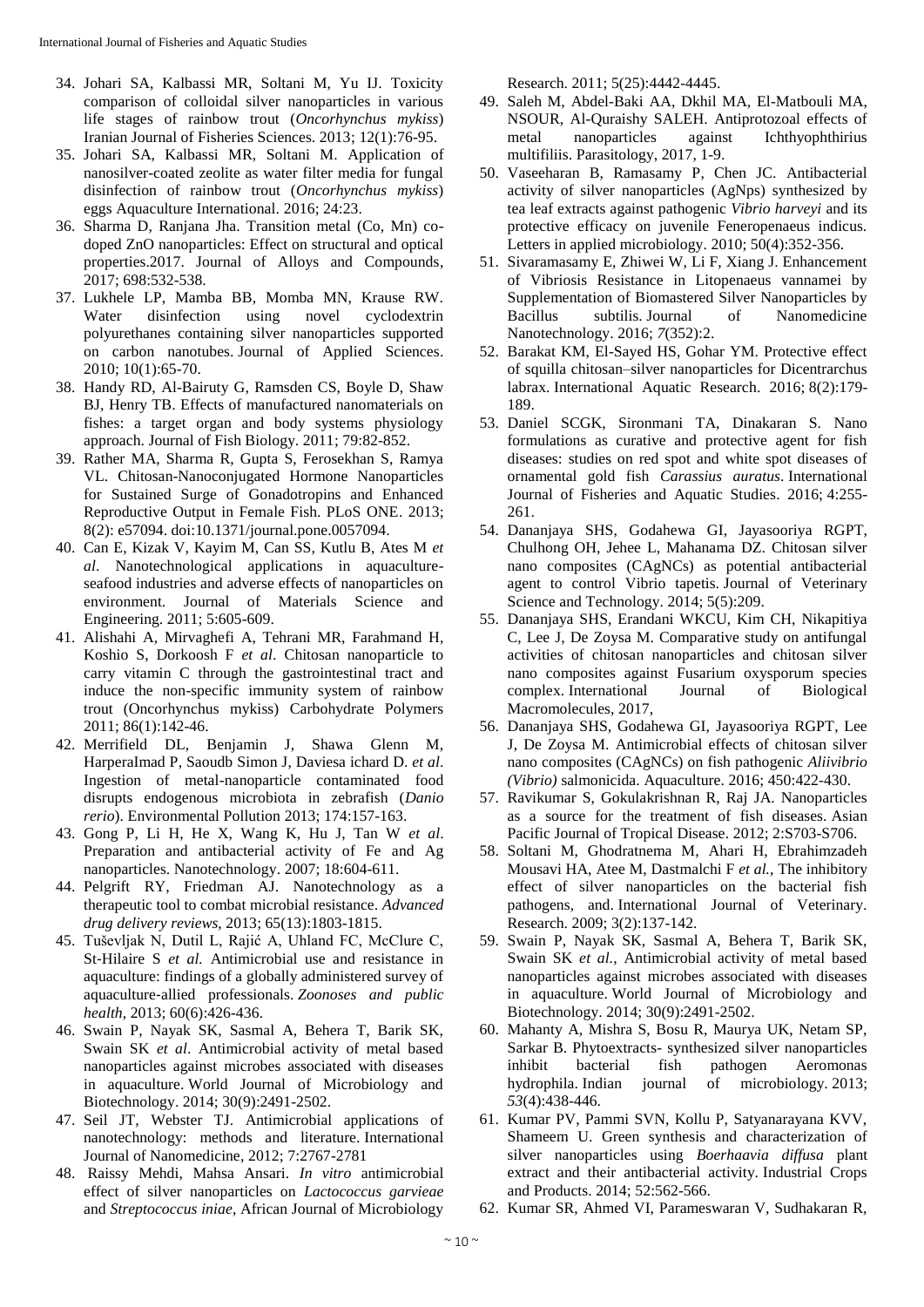34. Johari SA, Kalbassi MR, Soltani M, Yu IJ. Toxicity comparison of colloidal silver nanoparticles in various life stages of rainbow trout (*Oncorhynchus mykiss*) Iranian Journal of Fisheries Sciences. 2013; 12(1):76-95.
35. Johari SA, Kalbassi MR, Soltani M. Application of nanosilver-coated zeolite as water filter media for fungal disinfection of rainbow trout (*Oncorhynchus mykiss*) eggs Aquaculture International. 2016; 24:23.
36. Sharma D, Ranjana Jha. Transition metal (Co, Mn) co-doped ZnO nanoparticles: Effect on structural and optical properties.2017. Journal of Alloys and Compounds, 2017; 698:532-538.
37. Lukhele LP, Mamba BB, Momba MN, Krause RW. Water disinfection using novel cyclodextrin polyurethanes containing silver nanoparticles supported on carbon nanotubes. Journal of Applied Sciences. 2010; 10(1):65-70.
38. Handy RD, Al-Bairuty G, Ramsden CS, Boyle D, Shaw BJ, Henry TB. Effects of manufactured nanomaterials on fishes: a target organ and body systems physiology approach. Journal of Fish Biology. 2011; 79:82-852.
39. Rather MA, Sharma R, Gupta S, Ferosekhan S, Ramya VL. Chitosan-Nanoconjugated Hormone Nanoparticles for Sustained Surge of Gonadotropins and Enhanced Reproductive Output in Female Fish. PLoS ONE. 2013; 8(2): e57094. doi:10.1371/journal.pone.0057094.
40. Can E, Kizak V, Kayim M, Can SS, Kutlu B, Ates M *et al*. Nanotechnological applications in aquaculture-seafood industries and adverse effects of nanoparticles on environment. Journal of Materials Science and Engineering. 2011; 5:605-609.
41. Alishahi A, Mirvaghefi A, Tehrani MR, Farahmand H, Koshio S, Dorkoosh F *et al*. Chitosan nanoparticle to carry vitamin C through the gastrointestinal tract and induce the non-specific immunity system of rainbow trout (Oncorhynchus mykiss) Carbohydrate Polymers 2011; 86(1):142-46.
42. Merrifield DL, Benjamin J, Shawa Glenn M, HarperaImad P, Saoudb Simon J, Daviesa ichard D. *et al*. Ingestion of metal-nanoparticle contaminated food disrupts endogenous microbiota in zebrafish (*Danio rerio*). Environmental Pollution 2013; 174:157-163.
43. Gong P, Li H, He X, Wang K, Hu J, Tan W *et al*. Preparation and antibacterial activity of Fe and Ag nanoparticles. Nanotechnology. 2007; 18:604-611.
44. Pelgrift RY, Friedman AJ. Nanotechnology as a therapeutic tool to combat microbial resistance. *Advanced drug delivery reviews*, 2013; 65(13):1803-1815.
45. Tuševljak N, Dutil L, Rajić A, Uhland FC, McClure C, St-Hilaire S *et al.* Antimicrobial use and resistance in aquaculture: findings of a globally administered survey of aquaculture-allied professionals. *Zoonoses and public health*, 2013; 60(6):426-436.
46. Swain P, Nayak SK, Sasmal A, Behera T, Barik SK, Swain SK *et al*. Antimicrobial activity of metal based nanoparticles against microbes associated with diseases in aquaculture. World Journal of Microbiology and Biotechnology. 2014; 30(9):2491-2502.
47. Seil JT, Webster TJ. Antimicrobial applications of nanotechnology: methods and literature. International Journal of Nanomedicine, 2012; 7:2767-2781
48. Raissy Mehdi, Mahsa Ansari. *In vitro* antimicrobial effect of silver nanoparticles on *Lactococcus garvieae* and *Streptococcus iniae*, African Journal of Microbiology Research. 2011; 5(25):4442-4445.
49. Saleh M, Abdel-Baki AA, Dkhil MA, El-Matbouli MA, NSOUR, Al-Quraishy SALEH. Antiprotozoal effects of metal nanoparticles against Ichthyophthirius multifiliis. Parasitology, 2017, 1-9.
50. Vaseeharan B, Ramasamy P, Chen JC. Antibacterial activity of silver nanoparticles (AgNps) synthesized by tea leaf extracts against pathogenic *Vibrio harveyi* and its protective efficacy on juvenile Feneropenaeus indicus. Letters in applied microbiology. 2010; 50(4):352-356.
51. Sivaramasamy E, Zhiwei W, Li F, Xiang J. Enhancement of Vibriosis Resistance in Litopenaeus vannamei by Supplementation of Biomastered Silver Nanoparticles by Bacillus subtilis. Journal of Nanomedicine Nanotechnology. 2016; *7*(352):2.
52. Barakat KM, El-Sayed HS, Gohar YM. Protective effect of squilla chitosan–silver nanoparticles for Dicentrarchus labrax. International Aquatic Research. 2016; 8(2):179-189.
53. Daniel SCGK, Sironmani TA, Dinakaran S. Nano formulations as curative and protective agent for fish diseases: studies on red spot and white spot diseases of ornamental gold fish *Carassius auratus*. International Journal of Fisheries and Aquatic Studies. 2016; 4:255-261.
54. Dananjaya SHS, Godahewa GI, Jayasooriya RGPT, Chulhong OH, Jehee L, Mahanama DZ. Chitosan silver nano composites (CAgNCs) as potential antibacterial agent to control Vibrio tapetis. Journal of Veterinary Science and Technology. 2014; 5(5):209.
55. Dananjaya SHS, Erandani WKCU, Kim CH, Nikapitiya C, Lee J, De Zoysa M. Comparative study on antifungal activities of chitosan nanoparticles and chitosan silver nano composites against Fusarium oxysporum species complex. International Journal of Biological Macromolecules, 2017,
56. Dananjaya SHS, Godahewa GI, Jayasooriya RGPT, Lee J, De Zoysa M. Antimicrobial effects of chitosan silver nano composites (CAgNCs) on fish pathogenic *Aliivibrio (Vibrio)* salmonicida. Aquaculture. 2016; 450:422-430.
57. Ravikumar S, Gokulakrishnan R, Raj JA. Nanoparticles as a source for the treatment of fish diseases. Asian Pacific Journal of Tropical Disease. 2012; 2:S703-S706.
58. Soltani M, Ghodratnema M, Ahari H, Ebrahimzadeh Mousavi HA, Atee M, Dastmalchi F *et al.*, The inhibitory effect of silver nanoparticles on the bacterial fish pathogens, and. International Journal of Veterinary. Research. 2009; 3(2):137-142.
59. Swain P, Nayak SK, Sasmal A, Behera T, Barik SK, Swain SK *et al.*, Antimicrobial activity of metal based nanoparticles against microbes associated with diseases in aquaculture. World Journal of Microbiology and Biotechnology. 2014; 30(9):2491-2502.
60. Mahanty A, Mishra S, Bosu R, Maurya UK, Netam SP, Sarkar B. Phytoextracts- synthesized silver nanoparticles inhibit bacterial fish pathogen Aeromonas hydrophila. Indian journal of microbiology. 2013; *53*(4):438-446.
61. Kumar PV, Pammi SVN, Kollu P, Satyanarayana KVV, Shameem U. Green synthesis and characterization of silver nanoparticles using *Boerhaavia diffusa* plant extract and their antibacterial activity. Industrial Crops and Products. 2014; 52:562-566.
62. Kumar SR, Ahmed VI, Parameswaran V, Sudhakaran R,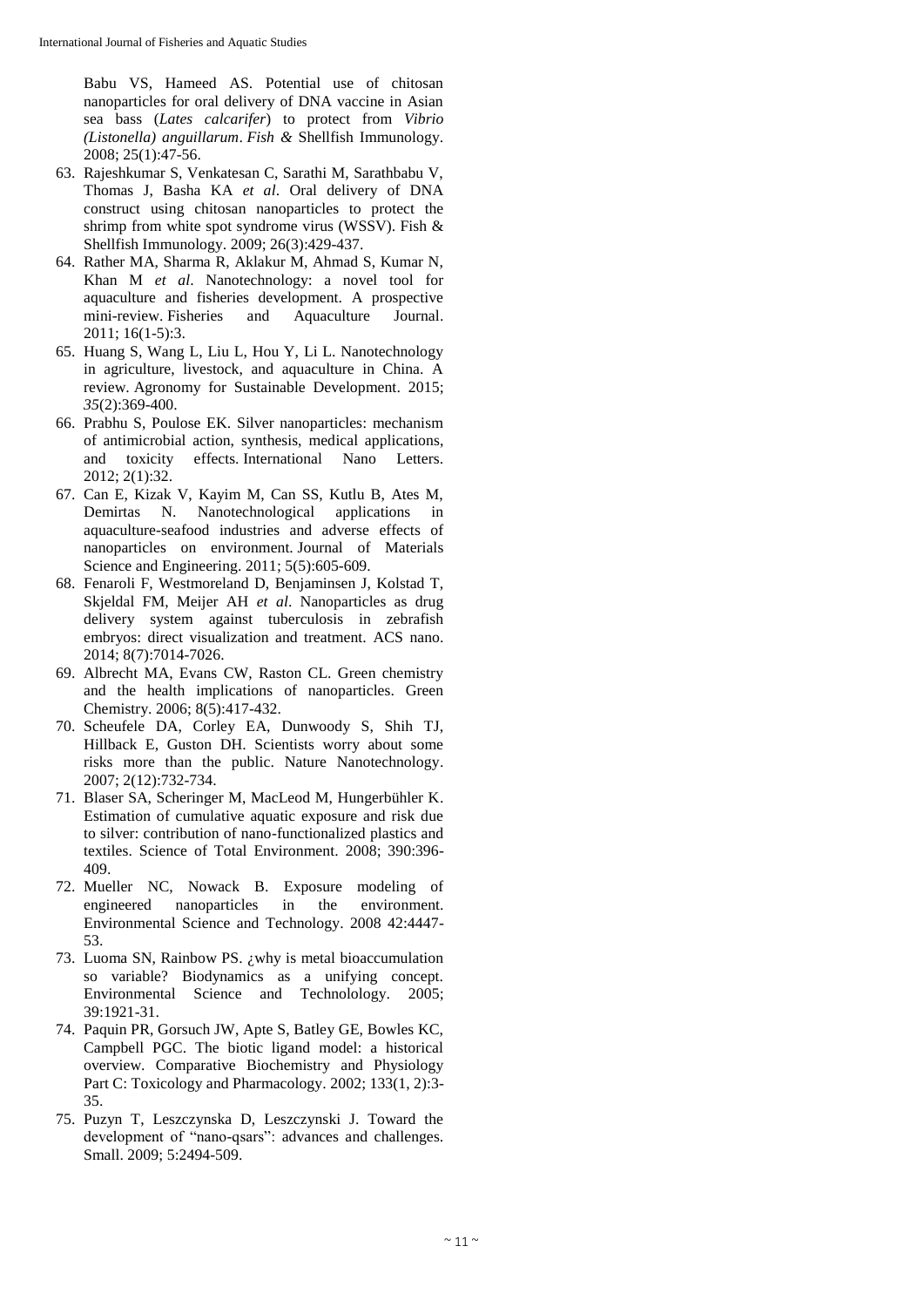Babu VS, Hameed AS. Potential use of chitosan nanoparticles for oral delivery of DNA vaccine in Asian sea bass (*Lates calcarifer*) to protect from *Vibrio (Listonella) anguillarum*. *Fish &* Shellfish Immunology. 2008; 25(1):47-56.

63. Rajeshkumar S, Venkatesan C, Sarathi M, Sarathbabu V, Thomas J, Basha KA *et al*. Oral delivery of DNA construct using chitosan nanoparticles to protect the shrimp from white spot syndrome virus (WSSV). Fish & Shellfish Immunology. 2009; 26(3):429-437.
64. Rather MA, Sharma R, Aklakur M, Ahmad S, Kumar N, Khan M *et al*. Nanotechnology: a novel tool for aquaculture and fisheries development. A prospective mini-review. Fisheries and Aquaculture Journal. 2011; 16(1-5):3.
65. Huang S, Wang L, Liu L, Hou Y, Li L. Nanotechnology in agriculture, livestock, and aquaculture in China. A review. Agronomy for Sustainable Development. 2015; *35*(2):369-400.
66. Prabhu S, Poulose EK. Silver nanoparticles: mechanism of antimicrobial action, synthesis, medical applications, and toxicity effects. International Nano Letters. 2012; 2(1):32.
67. Can E, Kizak V, Kayim M, Can SS, Kutlu B, Ates M, Demirtas N. Nanotechnological applications in aquaculture-seafood industries and adverse effects of nanoparticles on environment. Journal of Materials Science and Engineering. 2011; 5(5):605-609.
68. Fenaroli F, Westmoreland D, Benjaminsen J, Kolstad T, Skjeldal FM, Meijer AH *et al*. Nanoparticles as drug delivery system against tuberculosis in zebrafish embryos: direct visualization and treatment. ACS nano. 2014; 8(7):7014-7026.
69. Albrecht MA, Evans CW, Raston CL. Green chemistry and the health implications of nanoparticles. Green Chemistry. 2006; 8(5):417-432.
70. Scheufele DA, Corley EA, Dunwoody S, Shih TJ, Hillback E, Guston DH. Scientists worry about some risks more than the public. Nature Nanotechnology. 2007; 2(12):732-734.
71. Blaser SA, Scheringer M, MacLeod M, Hungerbühler K. Estimation of cumulative aquatic exposure and risk due to silver: contribution of nano-functionalized plastics and textiles. Science of Total Environment. 2008; 390:396-409.
72. Mueller NC, Nowack B. Exposure modeling of engineered nanoparticles in the environment. Environmental Science and Technology. 2008 42:4447-53.
73. Luoma SN, Rainbow PS. ¿why is metal bioaccumulation so variable? Biodynamics as a unifying concept. Environmental Science and Techonolology. 2005; 39:1921-31.
74. Paquin PR, Gorsuch JW, Apte S, Batley GE, Bowles KC, Campbell PGC. The biotic ligand model: a historical overview. Comparative Biochemistry and Physiology Part C: Toxicology and Pharmacology. 2002; 133(1, 2):3-35.
75. Puzyn T, Leszczynska D, Leszczynski J. Toward the development of "nano-qsars": advances and challenges. Small. 2009; 5:2494-509.